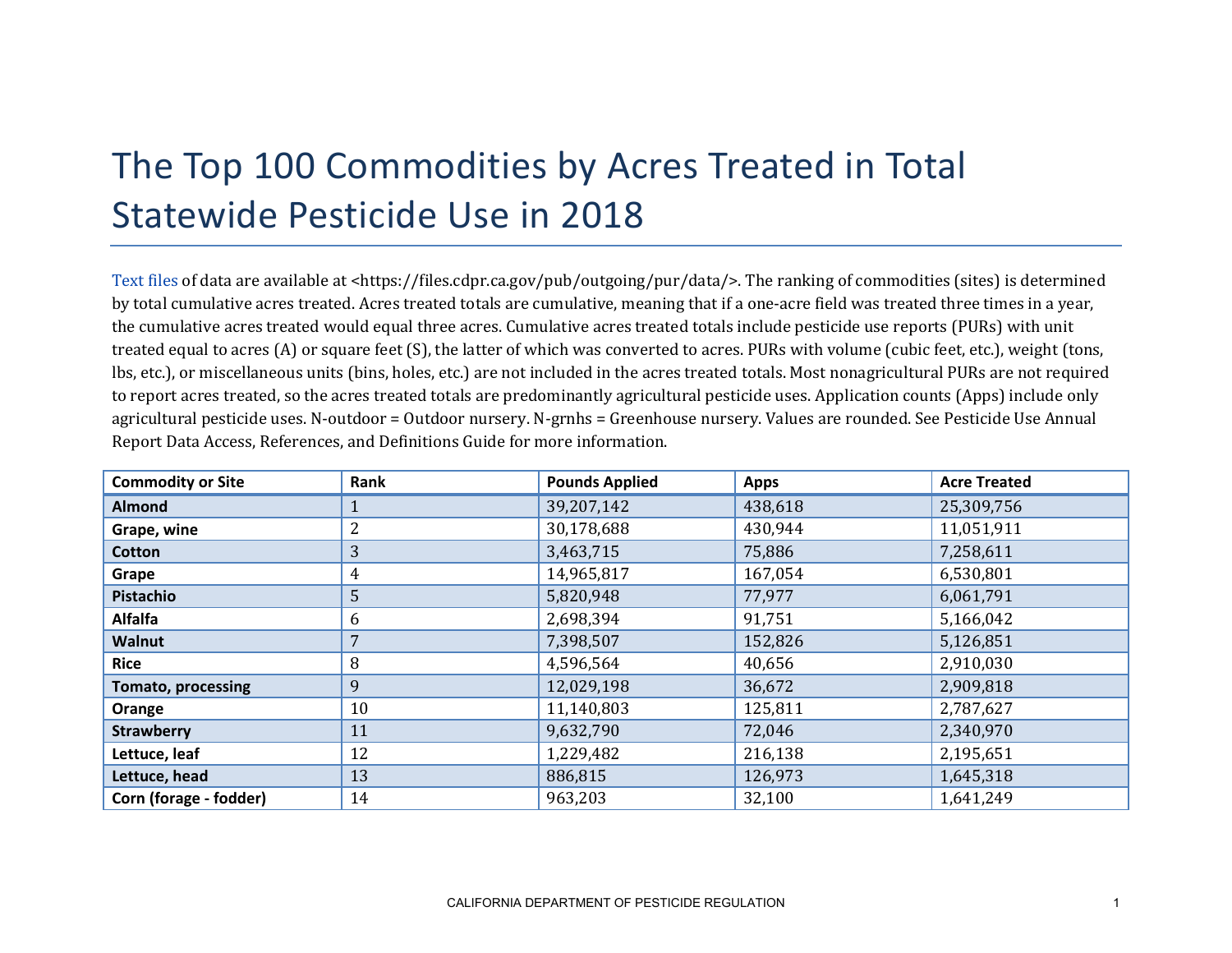# The Top 100 Commodities by Acres Treated in Total Statewide Pesticide Use in 2018

Text files of data are available at <https://files.cdpr.ca.gov/pub/outgoing/pur/data/>. The ranking of commodities (sites) is determined by total cumulative acres treated. Acres treated totals are cumulative, meaning that if a one-acre field was treated three times in a year, the cumulative acres treated would equal three acres. Cumulative acres treated totals include pesticide use reports (PURs) with unit treated equal to acres (A) or square feet (S), the latter of which was converted to acres. PURs with volume (cubic feet, etc.), weight (tons, lbs, etc.), or miscellaneous units (bins, holes, etc.) are not included in the acres treated totals. Most nonagricultural PURs are not required to report acres treated, so the acres treated totals are predominantly agricultural pesticide uses. Application counts (Apps) include only agricultural pesticide uses. N-outdoor = Outdoor nursery. N-grnhs = Greenhouse nursery. Values are rounded. See Pesticide Use Annual Report Data Access, References, and Definitions Guide for more information.

| Commodity or Site | Rank | Pounds Applied | Apps | Acre Treated |
|---|---|---|---|---|
| **Almond** | 1 | 39,207,142 | 438,618 | 25,309,756 |
| **Grape, wine** | 2 | 30,178,688 | 430,944 | 11,051,911 |
| **Cotton** | 3 | 3,463,715 | 75,886 | 7,258,611 |
| **Grape** | 4 | 14,965,817 | 167,054 | 6,530,801 |
| **Pistachio** | 5 | 5,820,948 | 77,977 | 6,061,791 |
| **Alfalfa** | 6 | 2,698,394 | 91,751 | 5,166,042 |
| **Walnut** | 7 | 7,398,507 | 152,826 | 5,126,851 |
| **Rice** | 8 | 4,596,564 | 40,656 | 2,910,030 |
| **Tomato, processing** | 9 | 12,029,198 | 36,672 | 2,909,818 |
| **Orange** | 10 | 11,140,803 | 125,811 | 2,787,627 |
| **Strawberry** | 11 | 9,632,790 | 72,046 | 2,340,970 |
| **Lettuce, leaf** | 12 | 1,229,482 | 216,138 | 2,195,651 |
| **Lettuce, head** | 13 | 886,815 | 126,973 | 1,645,318 |
| **Corn (forage - fodder)** | 14 | 963,203 | 32,100 | 1,641,249 |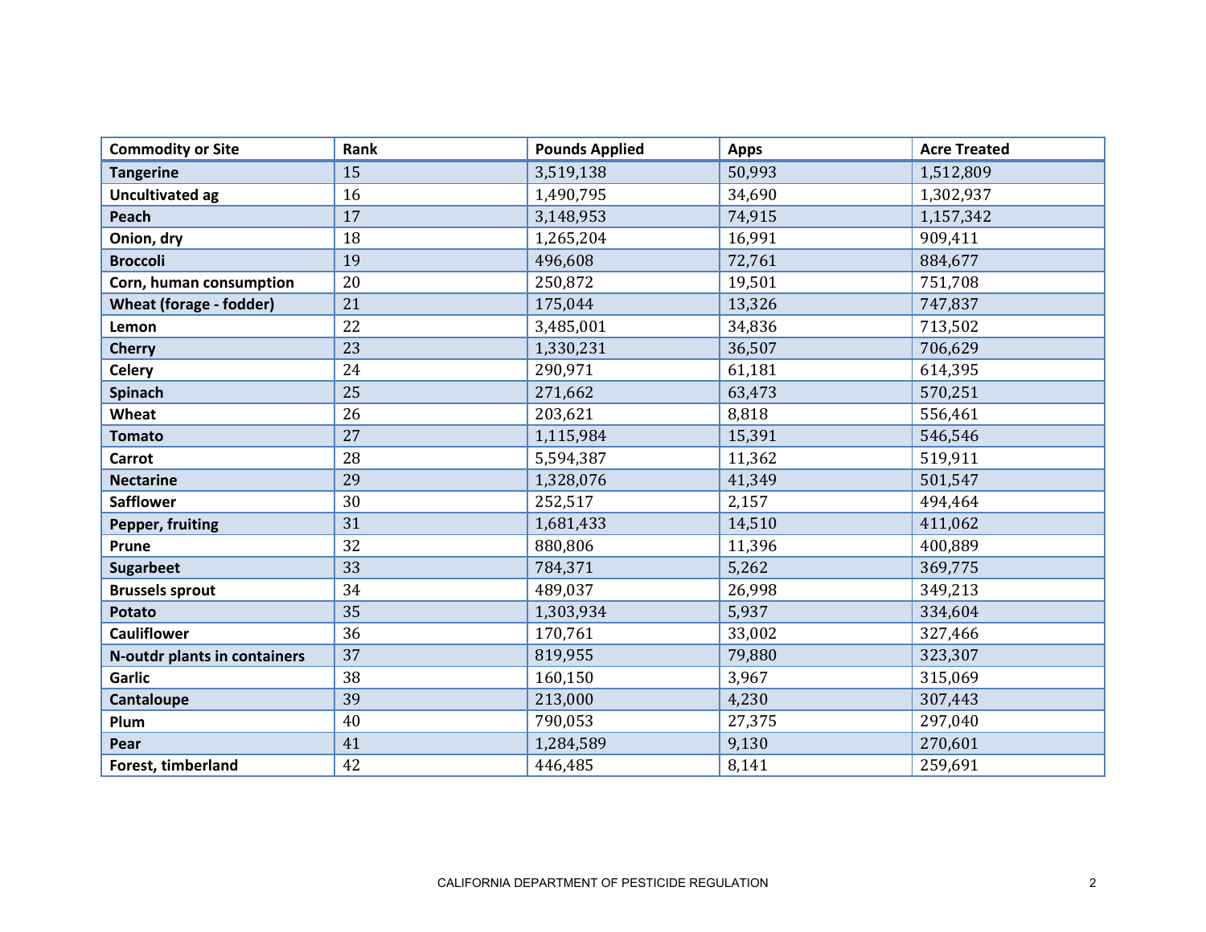| Commodity or Site | Rank | Pounds Applied | Apps | Acre Treated |
|---|---|---|---|---|
| **Tangerine** | 15 | 3,519,138 | 50,993 | 1,512,809 |
| **Uncultivated ag** | 16 | 1,490,795 | 34,690 | 1,302,937 |
| **Peach** | 17 | 3,148,953 | 74,915 | 1,157,342 |
| **Onion, dry** | 18 | 1,265,204 | 16,991 | 909,411 |
| **Broccoli** | 19 | 496,608 | 72,761 | 884,677 |
| **Corn, human consumption** | 20 | 250,872 | 19,501 | 751,708 |
| **Wheat (forage - fodder)** | 21 | 175,044 | 13,326 | 747,837 |
| **Lemon** | 22 | 3,485,001 | 34,836 | 713,502 |
| **Cherry** | 23 | 1,330,231 | 36,507 | 706,629 |
| **Celery** | 24 | 290,971 | 61,181 | 614,395 |
| **Spinach** | 25 | 271,662 | 63,473 | 570,251 |
| **Wheat** | 26 | 203,621 | 8,818 | 556,461 |
| **Tomato** | 27 | 1,115,984 | 15,391 | 546,546 |
| **Carrot** | 28 | 5,594,387 | 11,362 | 519,911 |
| **Nectarine** | 29 | 1,328,076 | 41,349 | 501,547 |
| **Safflower** | 30 | 252,517 | 2,157 | 494,464 |
| **Pepper, fruiting** | 31 | 1,681,433 | 14,510 | 411,062 |
| **Prune** | 32 | 880,806 | 11,396 | 400,889 |
| **Sugarbeet** | 33 | 784,371 | 5,262 | 369,775 |
| **Brussels sprout** | 34 | 489,037 | 26,998 | 349,213 |
| **Potato** | 35 | 1,303,934 | 5,937 | 334,604 |
| **Cauliflower** | 36 | 170,761 | 33,002 | 327,466 |
| **N-outdr plants in containers** | 37 | 819,955 | 79,880 | 323,307 |
| **Garlic** | 38 | 160,150 | 3,967 | 315,069 |
| **Cantaloupe** | 39 | 213,000 | 4,230 | 307,443 |
| **Plum** | 40 | 790,053 | 27,375 | 297,040 |
| **Pear** | 41 | 1,284,589 | 9,130 | 270,601 |
| **Forest, timberland** | 42 | 446,485 | 8,141 | 259,691 |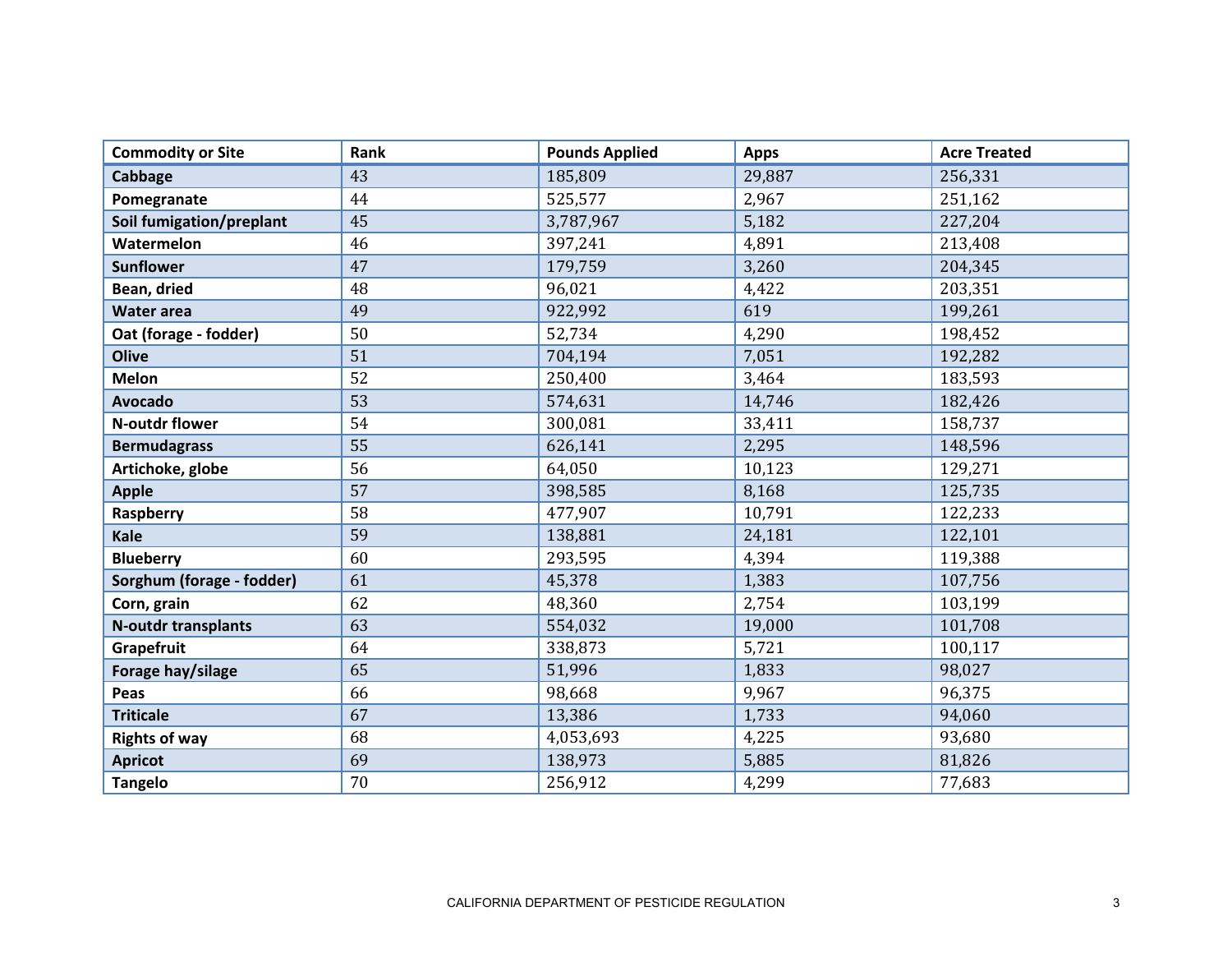| Commodity or Site | Rank | Pounds Applied | Apps | Acre Treated |
|---|---|---|---|---|
| **Cabbage** | 43 | 185,809 | 29,887 | 256,331 |
| **Pomegranate** | 44 | 525,577 | 2,967 | 251,162 |
| **Soil fumigation/preplant** | 45 | 3,787,967 | 5,182 | 227,204 |
| **Watermelon** | 46 | 397,241 | 4,891 | 213,408 |
| **Sunflower** | 47 | 179,759 | 3,260 | 204,345 |
| **Bean, dried** | 48 | 96,021 | 4,422 | 203,351 |
| **Water area** | 49 | 922,992 | 619 | 199,261 |
| **Oat (forage - fodder)** | 50 | 52,734 | 4,290 | 198,452 |
| **Olive** | 51 | 704,194 | 7,051 | 192,282 |
| **Melon** | 52 | 250,400 | 3,464 | 183,593 |
| **Avocado** | 53 | 574,631 | 14,746 | 182,426 |
| **N-outdr flower** | 54 | 300,081 | 33,411 | 158,737 |
| **Bermudagrass** | 55 | 626,141 | 2,295 | 148,596 |
| **Artichoke, globe** | 56 | 64,050 | 10,123 | 129,271 |
| **Apple** | 57 | 398,585 | 8,168 | 125,735 |
| **Raspberry** | 58 | 477,907 | 10,791 | 122,233 |
| **Kale** | 59 | 138,881 | 24,181 | 122,101 |
| **Blueberry** | 60 | 293,595 | 4,394 | 119,388 |
| **Sorghum (forage - fodder)** | 61 | 45,378 | 1,383 | 107,756 |
| **Corn, grain** | 62 | 48,360 | 2,754 | 103,199 |
| **N-outdr transplants** | 63 | 554,032 | 19,000 | 101,708 |
| **Grapefruit** | 64 | 338,873 | 5,721 | 100,117 |
| **Forage hay/silage** | 65 | 51,996 | 1,833 | 98,027 |
| **Peas** | 66 | 98,668 | 9,967 | 96,375 |
| **Triticale** | 67 | 13,386 | 1,733 | 94,060 |
| **Rights of way** | 68 | 4,053,693 | 4,225 | 93,680 |
| **Apricot** | 69 | 138,973 | 5,885 | 81,826 |
| **Tangelo** | 70 | 256,912 | 4,299 | 77,683 |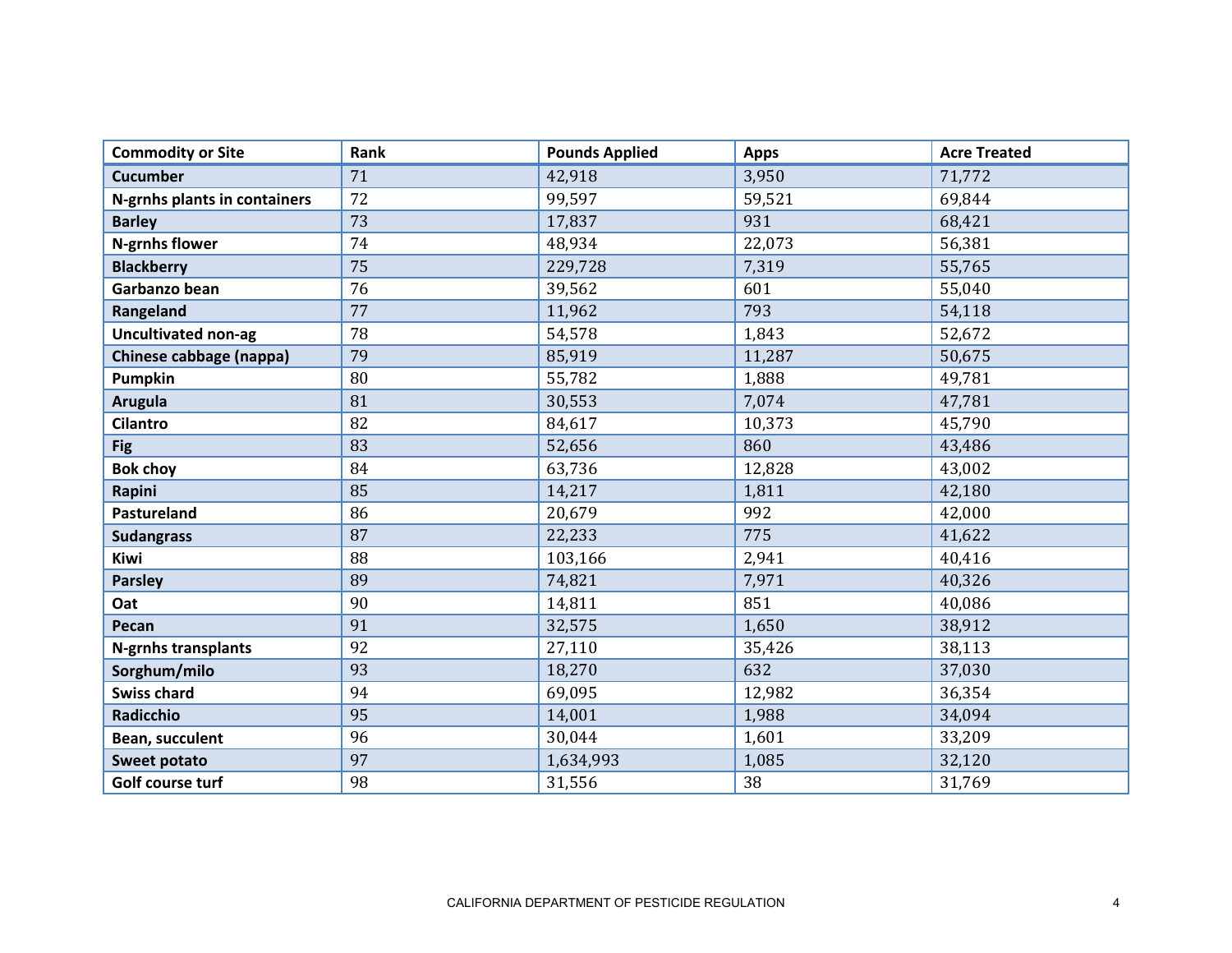| Commodity or Site | Rank | Pounds Applied | Apps | Acre Treated |
|---|---|---|---|---|
| Cucumber | 71 | 42,918 | 3,950 | 71,772 |
| N-grnhs plants in containers | 72 | 99,597 | 59,521 | 69,844 |
| Barley | 73 | 17,837 | 931 | 68,421 |
| N-grnhs flower | 74 | 48,934 | 22,073 | 56,381 |
| Blackberry | 75 | 229,728 | 7,319 | 55,765 |
| Garbanzo bean | 76 | 39,562 | 601 | 55,040 |
| Rangeland | 77 | 11,962 | 793 | 54,118 |
| Uncultivated non-ag | 78 | 54,578 | 1,843 | 52,672 |
| Chinese cabbage (nappa) | 79 | 85,919 | 11,287 | 50,675 |
| Pumpkin | 80 | 55,782 | 1,888 | 49,781 |
| Arugula | 81 | 30,553 | 7,074 | 47,781 |
| Cilantro | 82 | 84,617 | 10,373 | 45,790 |
| Fig | 83 | 52,656 | 860 | 43,486 |
| Bok choy | 84 | 63,736 | 12,828 | 43,002 |
| Rapini | 85 | 14,217 | 1,811 | 42,180 |
| Pastureland | 86 | 20,679 | 992 | 42,000 |
| Sudangrass | 87 | 22,233 | 775 | 41,622 |
| Kiwi | 88 | 103,166 | 2,941 | 40,416 |
| Parsley | 89 | 74,821 | 7,971 | 40,326 |
| Oat | 90 | 14,811 | 851 | 40,086 |
| Pecan | 91 | 32,575 | 1,650 | 38,912 |
| N-grnhs transplants | 92 | 27,110 | 35,426 | 38,113 |
| Sorghum/milo | 93 | 18,270 | 632 | 37,030 |
| Swiss chard | 94 | 69,095 | 12,982 | 36,354 |
| Radicchio | 95 | 14,001 | 1,988 | 34,094 |
| Bean, succulent | 96 | 30,044 | 1,601 | 33,209 |
| Sweet potato | 97 | 1,634,993 | 1,085 | 32,120 |
| Golf course turf | 98 | 31,556 | 38 | 31,769 |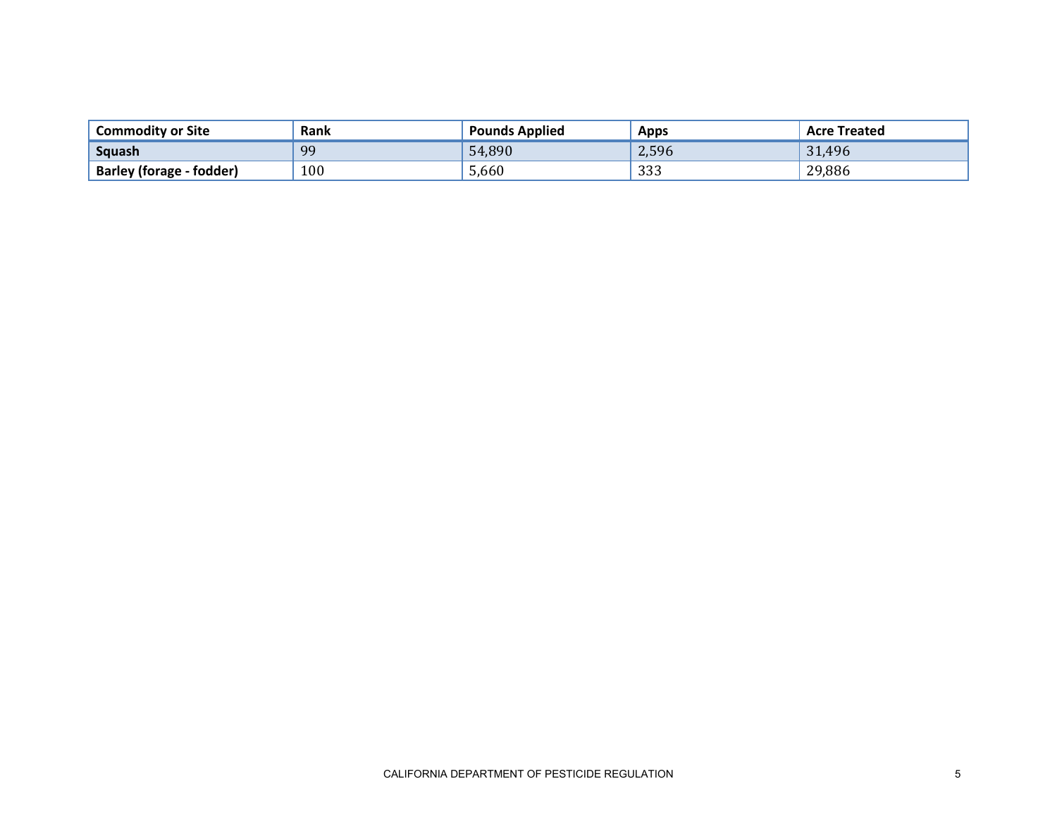| Commodity or Site | Rank | Pounds Applied | Apps | Acre Treated |
|---|---|---|---|---|
| **Squash** | 99 | 54,890 | 2,596 | 31,496 |
| **Barley (forage - fodder)** | 100 | 5,660 | 333 | 29,886 |